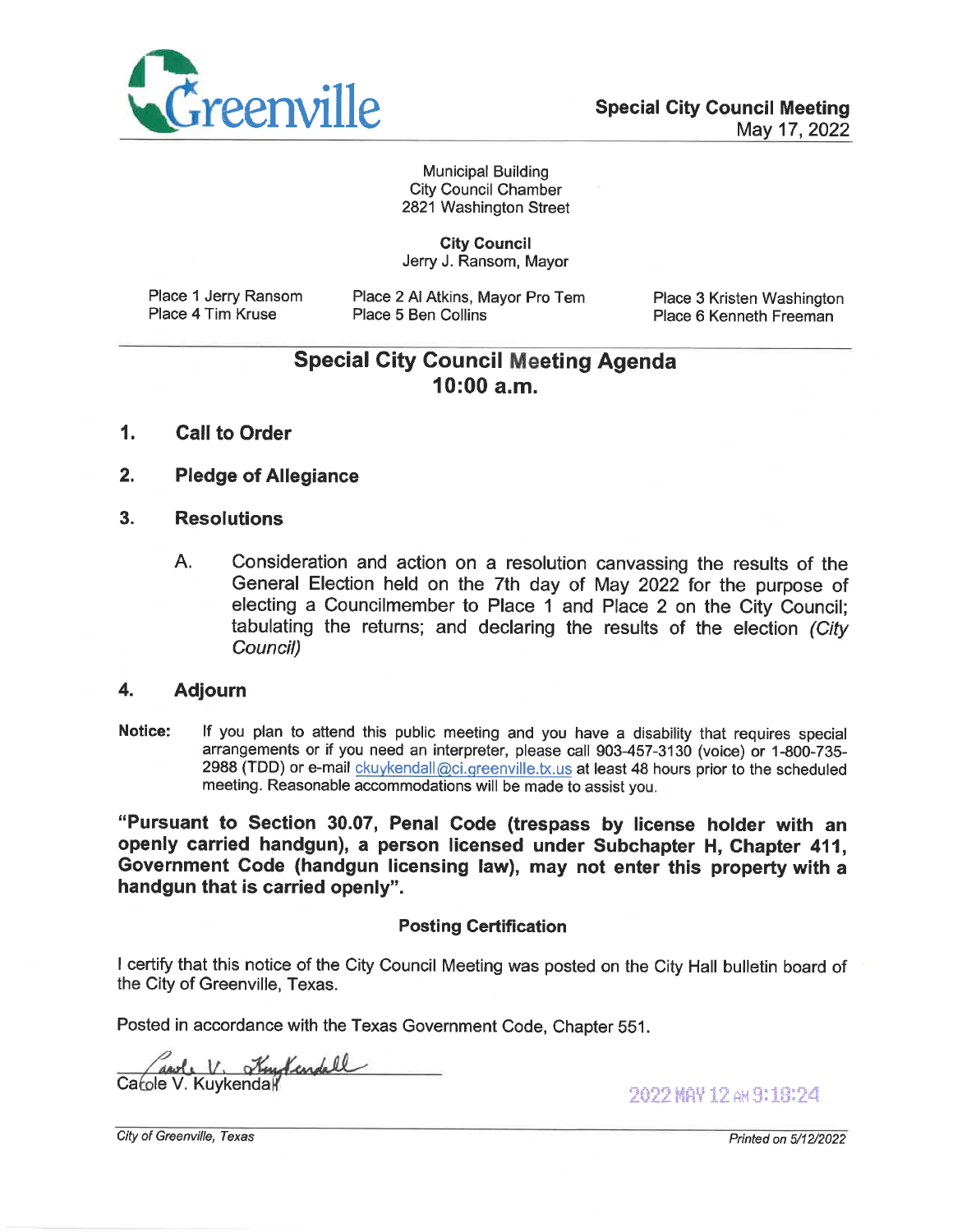Greenville

**Special City Council Meeting**
May 17, 2022

Municipal Building
City Council Chamber
2821 Washington Street

**City Council**
Jerry J. Ransom, Mayor

Place 1 Jerry Ransom
Place 4 Tim Kruse
Place 2 Al Atkins, Mayor Pro Tem
Place 5 Ben Collins
Place 3 Kristen Washington
Place 6 Kenneth Freeman

## Special City Council Meeting Agenda
## 10:00 a.m.

1. **Call to Order**

2. **Pledge of Allegiance**

3. **Resolutions**

   A. Consideration and action on a resolution canvassing the results of the General Election held on the 7th day of May 2022 for the purpose of electing a Councilmember to Place 1 and Place 2 on the City Council; tabulating the returns; and declaring the results of the election *(City Council)*

4. **Adjourn**

**Notice:** If you plan to attend this public meeting and you have a disability that requires special arrangements or if you need an interpreter, please call 903-457-3130 (voice) or 1-800-735-2988 (TDD) or e-mail ckuykendall@ci.greenville.tx.us at least 48 hours prior to the scheduled meeting. Reasonable accommodations will be made to assist you.

**"Pursuant to Section 30.07, Penal Code (trespass by license holder with an openly carried handgun), a person licensed under Subchapter H, Chapter 411, Government Code (handgun licensing law), may not enter this property with a handgun that is carried openly".**

**Posting Certification**

I certify that this notice of the City Council Meeting was posted on the City Hall bulletin board of the City of Greenville, Texas.

Posted in accordance with the Texas Government Code, Chapter 551.

Carole V. Kuykendall

2022 MAY 12 AM 9:18:24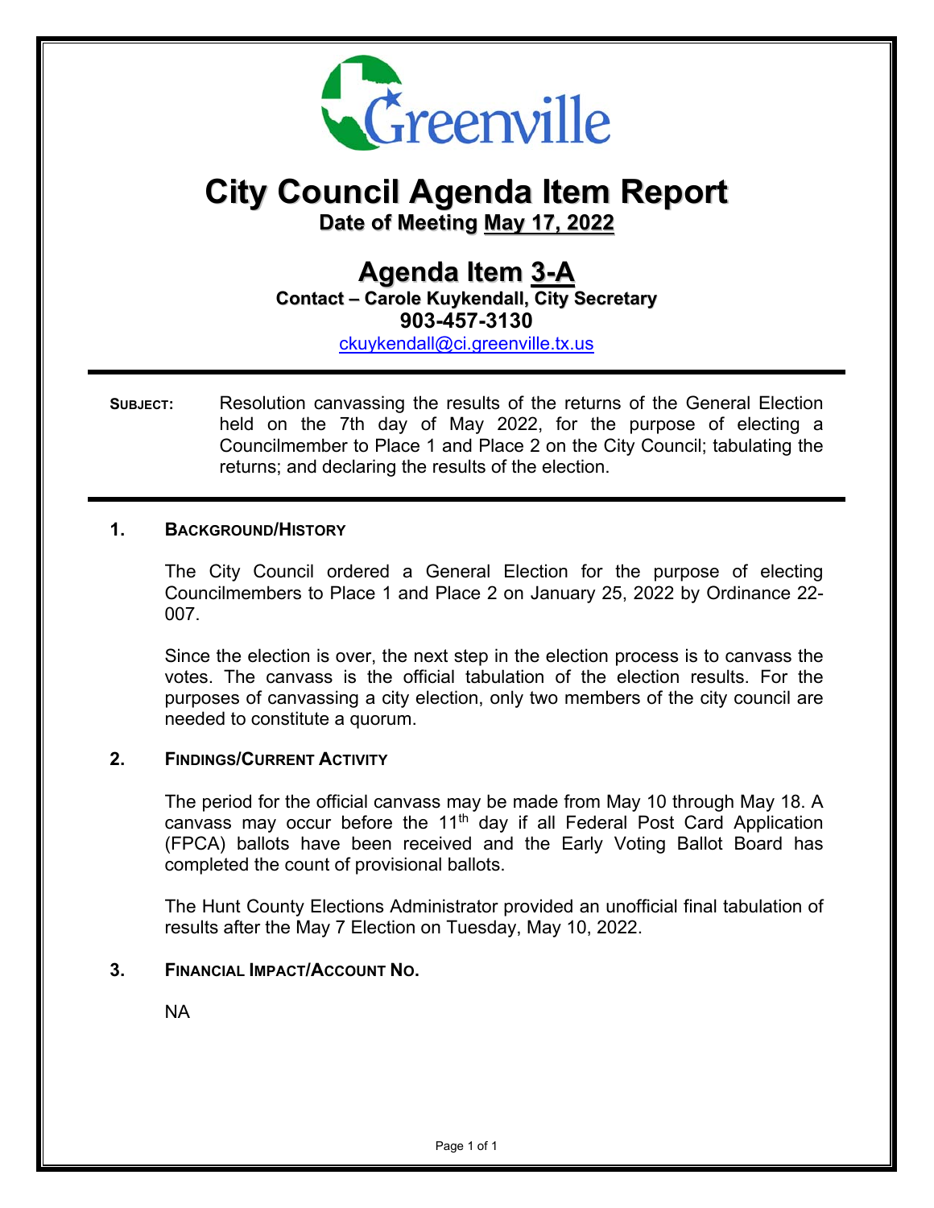# City Council Agenda Item Report

**Date of Meeting May 17, 2022**

## Agenda Item 3-A

**Contact – Carole Kuykendall, City Secretary**

**903-457-3130**

ckuykendall@ci.greenville.tx.us

---

**SUBJECT:** Resolution canvassing the results of the returns of the General Election held on the 7th day of May 2022, for the purpose of electing a Councilmember to Place 1 and Place 2 on the City Council; tabulating the returns; and declaring the results of the election.

---

### 1. BACKGROUND/HISTORY

The City Council ordered a General Election for the purpose of electing Councilmembers to Place 1 and Place 2 on January 25, 2022 by Ordinance 22-007.

Since the election is over, the next step in the election process is to canvass the votes. The canvass is the official tabulation of the election results. For the purposes of canvassing a city election, only two members of the city council are needed to constitute a quorum.

### 2. FINDINGS/CURRENT ACTIVITY

The period for the official canvass may be made from May 10 through May 18. A canvass may occur before the 11th day if all Federal Post Card Application (FPCA) ballots have been received and the Early Voting Ballot Board has completed the count of provisional ballots.

The Hunt County Elections Administrator provided an unofficial final tabulation of results after the May 7 Election on Tuesday, May 10, 2022.

### 3. FINANCIAL IMPACT/ACCOUNT NO.

NA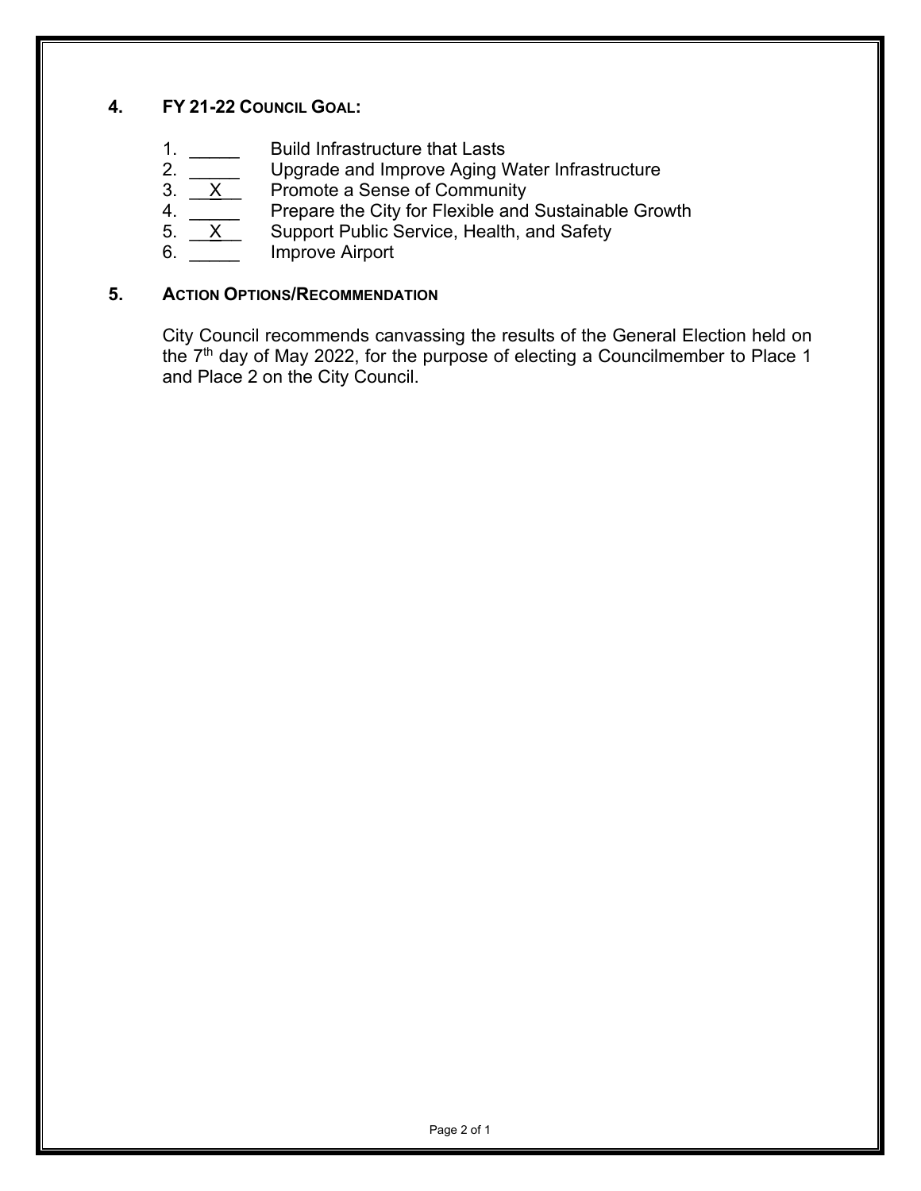## 4. FY 21-22 COUNCIL GOAL:

1. _____ Build Infrastructure that Lasts
2. _____ Upgrade and Improve Aging Water Infrastructure
3. __X__ Promote a Sense of Community
4. _____ Prepare the City for Flexible and Sustainable Growth
5. __X__ Support Public Service, Health, and Safety
6. _____ Improve Airport

## 5. ACTION OPTIONS/RECOMMENDATION

City Council recommends canvassing the results of the General Election held on the 7th day of May 2022, for the purpose of electing a Councilmember to Place 1 and Place 2 on the City Council.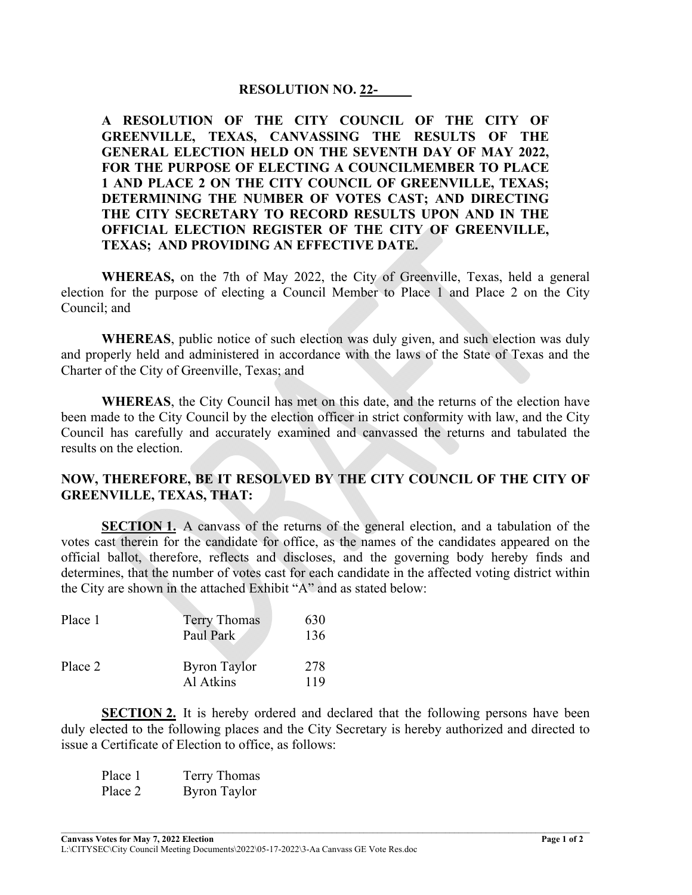# RESOLUTION NO. 22-\_\_\_\_\_

**A RESOLUTION OF THE CITY COUNCIL OF THE CITY OF GREENVILLE, TEXAS, CANVASSING THE RESULTS OF THE GENERAL ELECTION HELD ON THE SEVENTH DAY OF MAY 2022, FOR THE PURPOSE OF ELECTING A COUNCILMEMBER TO PLACE 1 AND PLACE 2 ON THE CITY COUNCIL OF GREENVILLE, TEXAS; DETERMINING THE NUMBER OF VOTES CAST; AND DIRECTING THE CITY SECRETARY TO RECORD RESULTS UPON AND IN THE OFFICIAL ELECTION REGISTER OF THE CITY OF GREENVILLE, TEXAS; AND PROVIDING AN EFFECTIVE DATE.**

**WHEREAS,** on the 7th of May 2022, the City of Greenville, Texas, held a general election for the purpose of electing a Council Member to Place 1 and Place 2 on the City Council; and

**WHEREAS**, public notice of such election was duly given, and such election was duly and properly held and administered in accordance with the laws of the State of Texas and the Charter of the City of Greenville, Texas; and

**WHEREAS**, the City Council has met on this date, and the returns of the election have been made to the City Council by the election officer in strict conformity with law, and the City Council has carefully and accurately examined and canvassed the returns and tabulated the results on the election.

**NOW, THEREFORE, BE IT RESOLVED BY THE CITY COUNCIL OF THE CITY OF GREENVILLE, TEXAS, THAT:**

**SECTION 1.** A canvass of the returns of the general election, and a tabulation of the votes cast therein for the candidate for office, as the names of the candidates appeared on the official ballot, therefore, reflects and discloses, and the governing body hereby finds and determines, that the number of votes cast for each candidate in the affected voting district within the City are shown in the attached Exhibit "A" and as stated below:

| | | |
|---|---|---|
| Place 1 | Terry Thomas | 630 |
| | Paul Park | 136 |
| Place 2 | Byron Taylor | 278 |
| | Al Atkins | 119 |

**SECTION 2.** It is hereby ordered and declared that the following persons have been duly elected to the following places and the City Secretary is hereby authorized and directed to issue a Certificate of Election to office, as follows:

| | |
|---|---|
| Place 1 | Terry Thomas |
| Place 2 | Byron Taylor |

**Canvass Votes for May 7, 2022 Election**
L:\CITYSEC\City Council Meeting Documents\2022\05-17-2022\3-Aa Canvass GE Vote Res.doc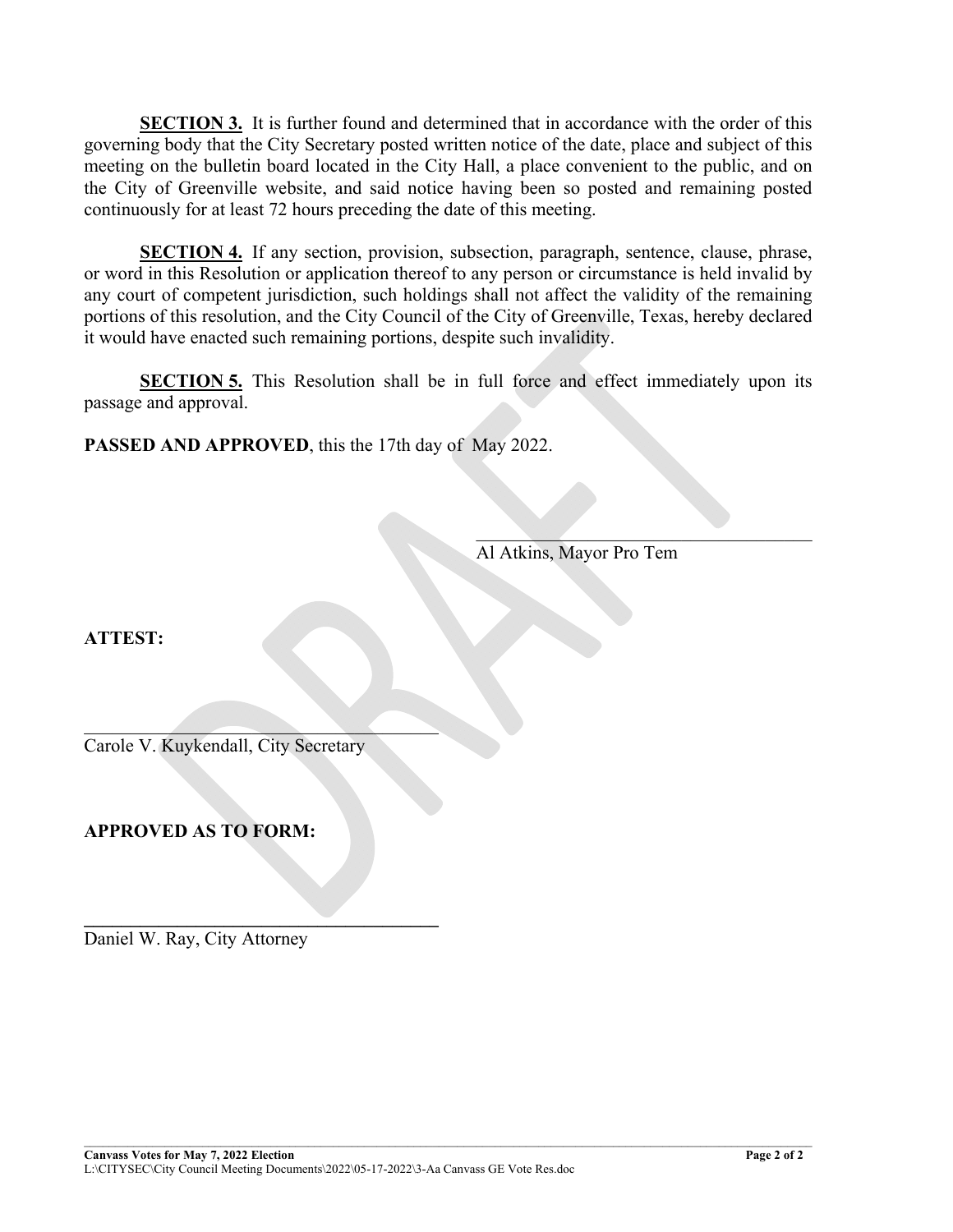**SECTION 3.** It is further found and determined that in accordance with the order of this governing body that the City Secretary posted written notice of the date, place and subject of this meeting on the bulletin board located in the City Hall, a place convenient to the public, and on the City of Greenville website, and said notice having been so posted and remaining posted continuously for at least 72 hours preceding the date of this meeting.

**SECTION 4.** If any section, provision, subsection, paragraph, sentence, clause, phrase, or word in this Resolution or application thereof to any person or circumstance is held invalid by any court of competent jurisdiction, such holdings shall not affect the validity of the remaining portions of this resolution, and the City Council of the City of Greenville, Texas, hereby declared it would have enacted such remaining portions, despite such invalidity.

**SECTION 5.** This Resolution shall be in full force and effect immediately upon its passage and approval.

**PASSED AND APPROVED**, this the 17th day of May 2022.

\_\_\_\_\_\_\_\_\_\_\_\_\_\_\_\_\_\_\_\_\_\_\_\_\_\_\_\_\_\_\_\_\_\_\_\_
Al Atkins, Mayor Pro Tem

**ATTEST:**

\_\_\_\_\_\_\_\_\_\_\_\_\_\_\_\_\_\_\_\_\_\_\_\_\_\_\_\_\_\_\_\_\_\_\_\_
Carole V. Kuykendall, City Secretary

**APPROVED AS TO FORM:**

\_\_\_\_\_\_\_\_\_\_\_\_\_\_\_\_\_\_\_\_\_\_\_\_\_\_\_\_\_\_\_\_\_\_\_\_
Daniel W. Ray, City Attorney

DRAFT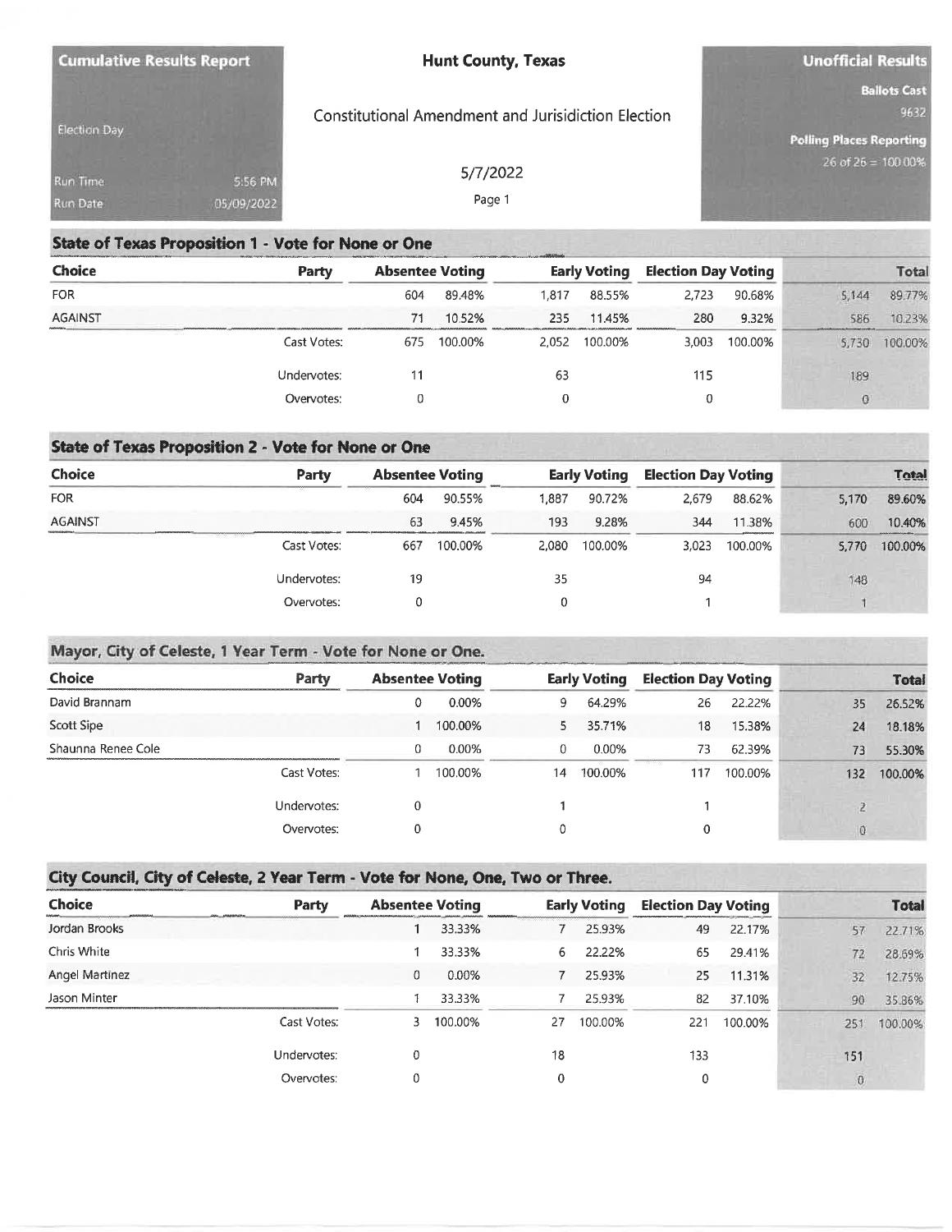**Cumulative Results Report**

Election Day

Run Time 5:56 PM
Run Date 05/09/2022

# Hunt County, Texas

Constitutional Amendment and Jurisidiction Election

5/7/2022

Page 1

**Unofficial Results**

**Ballots Cast** 9632

**Polling Places Reporting** 26 of 26 = 100.00%

## State of Texas Proposition 1 - Vote for None or One

| Choice | Party | Absentee Voting | | Early Voting | | Election Day Voting | | Total | |
|---|---|---|---|---|---|---|---|---|---|
| FOR | | 604 | 89.48% | 1,817 | 88.55% | 2,723 | 90.68% | 5,144 | 89.77% |
| AGAINST | | 71 | 10.52% | 235 | 11.45% | 280 | 9.32% | 586 | 10.23% |
| | Cast Votes: | 675 | 100.00% | 2,052 | 100.00% | 3,003 | 100.00% | 5,730 | 100.00% |
| | Undervotes: | 11 | | 63 | | 115 | | 189 | |
| | Overvotes: | 0 | | 0 | | 0 | | 0 | |

## State of Texas Proposition 2 - Vote for None or One

| Choice | Party | Absentee Voting | | Early Voting | | Election Day Voting | | Total | |
|---|---|---|---|---|---|---|---|---|---|
| FOR | | 604 | 90.55% | 1,887 | 90.72% | 2,679 | 88.62% | 5,170 | 89.60% |
| AGAINST | | 63 | 9.45% | 193 | 9.28% | 344 | 11.38% | 600 | 10.40% |
| | Cast Votes: | 667 | 100.00% | 2,080 | 100.00% | 3,023 | 100.00% | 5,770 | 100.00% |
| | Undervotes: | 19 | | 35 | | 94 | | 148 | |
| | Overvotes: | 0 | | 0 | | 1 | | 1 | |

## Mayor, City of Celeste, 1 Year Term - Vote for None or One.

| Choice | Party | Absentee Voting | | Early Voting | | Election Day Voting | | Total | |
|---|---|---|---|---|---|---|---|---|---|
| David Brannam | | 0 | 0.00% | 9 | 64.29% | 26 | 22.22% | 35 | 26.52% |
| Scott Sipe | | 1 | 100.00% | 5 | 35.71% | 18 | 15.38% | 24 | 18.18% |
| Shaunna Renee Cole | | 0 | 0.00% | 0 | 0.00% | 73 | 62.39% | 73 | 55.30% |
| | Cast Votes: | 1 | 100.00% | 14 | 100.00% | 117 | 100.00% | 132 | 100.00% |
| | Undervotes: | 0 | | 1 | | 1 | | 2 | |
| | Overvotes: | 0 | | 0 | | 0 | | 0 | |

## City Council, City of Celeste, 2 Year Term - Vote for None, One, Two or Three.

| Choice | Party | Absentee Voting | | Early Voting | | Election Day Voting | | Total | |
|---|---|---|---|---|---|---|---|---|---|
| Jordan Brooks | | 1 | 33.33% | 7 | 25.93% | 49 | 22.17% | 57 | 22.71% |
| Chris White | | 1 | 33.33% | 6 | 22.22% | 65 | 29.41% | 72 | 28.69% |
| Angel Martinez | | 0 | 0.00% | 7 | 25.93% | 25 | 11.31% | 32 | 12.75% |
| Jason Minter | | 1 | 33.33% | 7 | 25.93% | 82 | 37.10% | 90 | 35.86% |
| | Cast Votes: | 3 | 100.00% | 27 | 100.00% | 221 | 100.00% | 251 | 100.00% |
| | Undervotes: | 0 | | 18 | | 133 | | 151 | |
| | Overvotes: | 0 | | 0 | | 0 | | 0 | |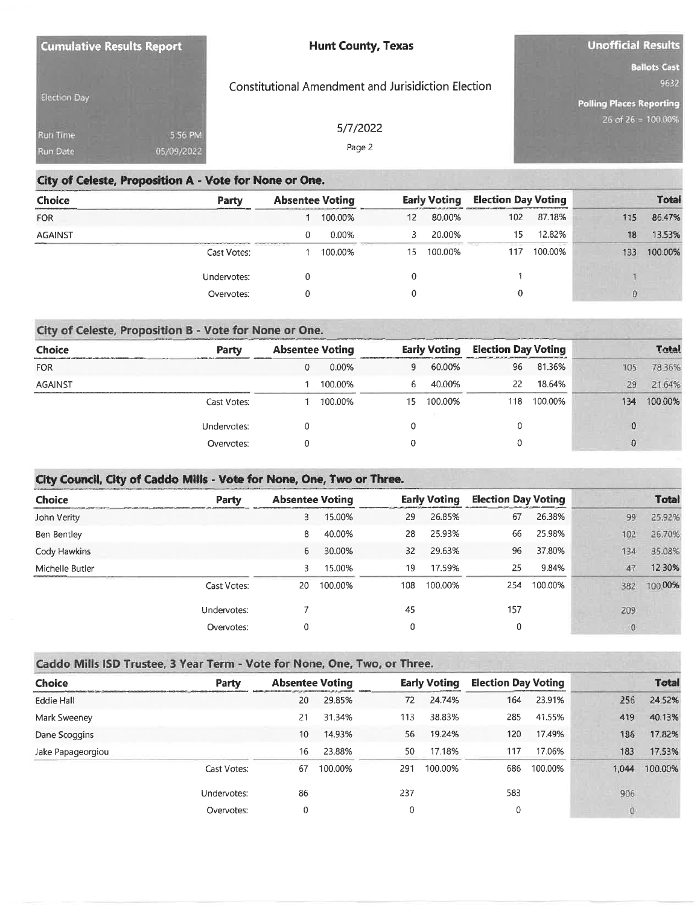**Cumulative Results Report**

Election Day

Run Time 5:56 PM

Run Date 05/09/2022

**Hunt County, Texas**

Constitutional Amendment and Jurisidiction Election

5/7/2022

**Unofficial Results**

**Ballots Cast** 9632

**Polling Places Reporting** 26 of 26 = 100.00%

## City of Celeste, Proposition A - Vote for None or One.

| Choice | Party | Absentee Voting | | Early Voting | | Election Day Voting | | Total | |
|---|---|---|---|---|---|---|---|---|---|
| FOR | | 1 | 100.00% | 12 | 80.00% | 102 | 87.18% | 115 | 86.47% |
| AGAINST | | 0 | 0.00% | 3 | 20.00% | 15 | 12.82% | 18 | 13.53% |
| | Cast Votes: | 1 | 100.00% | 15 | 100.00% | 117 | 100.00% | 133 | 100.00% |
| | Undervotes: | 0 | | 0 | | 1 | | 1 | |
| | Overvotes: | 0 | | 0 | | 0 | | 0 | |

## City of Celeste, Proposition B - Vote for None or One.

| Choice | Party | Absentee Voting | | Early Voting | | Election Day Voting | | Total | |
|---|---|---|---|---|---|---|---|---|---|
| FOR | | 0 | 0.00% | 9 | 60.00% | 96 | 81.36% | 105 | 78.36% |
| AGAINST | | 1 | 100.00% | 6 | 40.00% | 22 | 18.64% | 29 | 21.64% |
| | Cast Votes: | 1 | 100.00% | 15 | 100.00% | 118 | 100.00% | 134 | 100.00% |
| | Undervotes: | 0 | | 0 | | 0 | | 0 | |
| | Overvotes: | 0 | | 0 | | 0 | | 0 | |

## City Council, City of Caddo Mills - Vote for None, One, Two or Three.

| Choice | Party | Absentee Voting | | Early Voting | | Election Day Voting | | Total | |
|---|---|---|---|---|---|---|---|---|---|
| John Verity | | 3 | 15.00% | 29 | 26.85% | 67 | 26.38% | 99 | 25.92% |
| Ben Bentley | | 8 | 40.00% | 28 | 25.93% | 66 | 25.98% | 102 | 26.70% |
| Cody Hawkins | | 6 | 30.00% | 32 | 29.63% | 96 | 37.80% | 134 | 35.08% |
| Michelle Butler | | 3 | 15.00% | 19 | 17.59% | 25 | 9.84% | 47 | 12.30% |
| | Cast Votes: | 20 | 100.00% | 108 | 100.00% | 254 | 100.00% | 382 | 100.00% |
| | Undervotes: | 7 | | 45 | | 157 | | 209 | |
| | Overvotes: | 0 | | 0 | | 0 | | 0 | |

## Caddo Mills ISD Trustee, 3 Year Term - Vote for None, One, Two, or Three.

| Choice | Party | Absentee Voting | | Early Voting | | Election Day Voting | | Total | |
|---|---|---|---|---|---|---|---|---|---|
| Eddie Hall | | 20 | 29.85% | 72 | 24.74% | 164 | 23.91% | 256 | 24.52% |
| Mark Sweeney | | 21 | 31.34% | 113 | 38.83% | 285 | 41.55% | 419 | 40.13% |
| Dane Scoggins | | 10 | 14.93% | 56 | 19.24% | 120 | 17.49% | 186 | 17.82% |
| Jake Papageorgiou | | 16 | 23.88% | 50 | 17.18% | 117 | 17.06% | 183 | 17.53% |
| | Cast Votes: | 67 | 100.00% | 291 | 100.00% | 686 | 100.00% | 1,044 | 100.00% |
| | Undervotes: | 86 | | 237 | | 583 | | 906 | |
| | Overvotes: | 0 | | 0 | | 0 | | 0 | |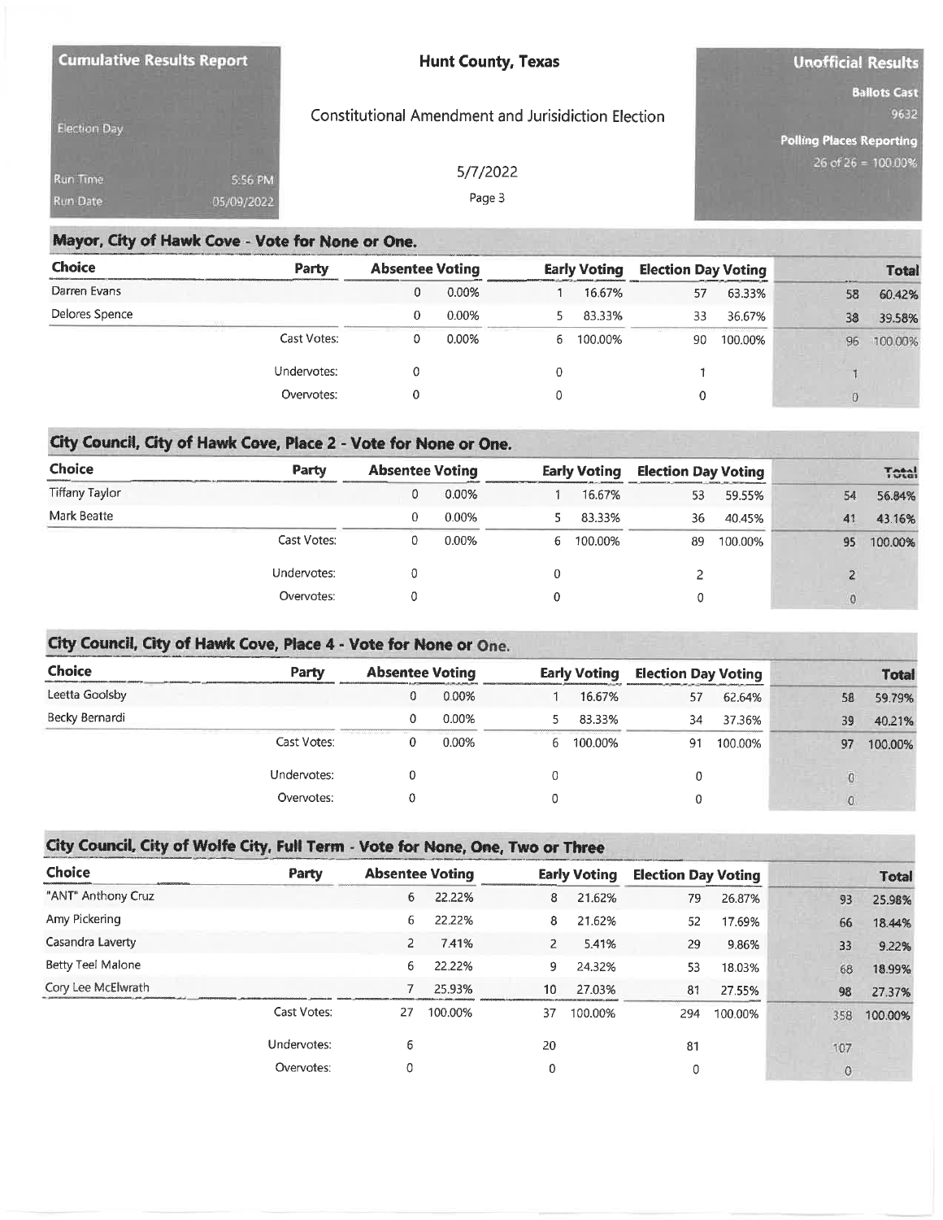**Cumulative Results Report**

Election Day

Run Time 5:56 PM

Run Date 05/09/2022

**Hunt County, Texas**

Constitutional Amendment and Jurisdiction Election

5/7/2022

**Unofficial Results**

**Ballots Cast** 9632

**Polling Places Reporting** 26 of 26 = 100.00%

## Mayor, City of Hawk Cove - Vote for None or One.

| Choice | Party | Absentee Voting | | Early Voting | | Election Day Voting | | Total | |
|---|---|---|---|---|---|---|---|---|---|
| Darren Evans | | 0 | 0.00% | 1 | 16.67% | 57 | 63.33% | 58 | 60.42% |
| Delores Spence | | 0 | 0.00% | 5 | 83.33% | 33 | 36.67% | 38 | 39.58% |
| | Cast Votes: | 0 | 0.00% | 6 | 100.00% | 90 | 100.00% | 96 | 100.00% |
| | Undervotes: | 0 | | 0 | | 1 | | 1 | |
| | Overvotes: | 0 | | 0 | | 0 | | 0 | |

## City Council, City of Hawk Cove, Place 2 - Vote for None or One.

| Choice | Party | Absentee Voting | | Early Voting | | Election Day Voting | | Total | |
|---|---|---|---|---|---|---|---|---|---|
| Tiffany Taylor | | 0 | 0.00% | 1 | 16.67% | 53 | 59.55% | 54 | 56.84% |
| Mark Beatte | | 0 | 0.00% | 5 | 83.33% | 36 | 40.45% | 41 | 43.16% |
| | Cast Votes: | 0 | 0.00% | 6 | 100.00% | 89 | 100.00% | 95 | 100.00% |
| | Undervotes: | 0 | | 0 | | 2 | | 2 | |
| | Overvotes: | 0 | | 0 | | 0 | | 0 | |

## City Council, City of Hawk Cove, Place 4 - Vote for None or One.

| Choice | Party | Absentee Voting | | Early Voting | | Election Day Voting | | Total | |
|---|---|---|---|---|---|---|---|---|---|
| Leetta Goolsby | | 0 | 0.00% | 1 | 16.67% | 57 | 62.64% | 58 | 59.79% |
| Becky Bernardi | | 0 | 0.00% | 5 | 83.33% | 34 | 37.36% | 39 | 40.21% |
| | Cast Votes: | 0 | 0.00% | 6 | 100.00% | 91 | 100.00% | 97 | 100.00% |
| | Undervotes: | 0 | | 0 | | 0 | | 0 | |
| | Overvotes: | 0 | | 0 | | 0 | | 0 | |

## City Council, City of Wolfe City, Full Term - Vote for None, One, Two or Three

| Choice | Party | Absentee Voting | | Early Voting | | Election Day Voting | | Total | |
|---|---|---|---|---|---|---|---|---|---|
| "ANT" Anthony Cruz | | 6 | 22.22% | 8 | 21.62% | 79 | 26.87% | 93 | 25.98% |
| Amy Pickering | | 6 | 22.22% | 8 | 21.62% | 52 | 17.69% | 66 | 18.44% |
| Casandra Laverty | | 2 | 7.41% | 2 | 5.41% | 29 | 9.86% | 33 | 9.22% |
| Betty Teel Malone | | 6 | 22.22% | 9 | 24.32% | 53 | 18.03% | 68 | 18.99% |
| Cory Lee McElwrath | | 7 | 25.93% | 10 | 27.03% | 81 | 27.55% | 98 | 27.37% |
| | Cast Votes: | 27 | 100.00% | 37 | 100.00% | 294 | 100.00% | 358 | 100.00% |
| | Undervotes: | 6 | | 20 | | 81 | | 107 | |
| | Overvotes: | 0 | | 0 | | 0 | | 0 | |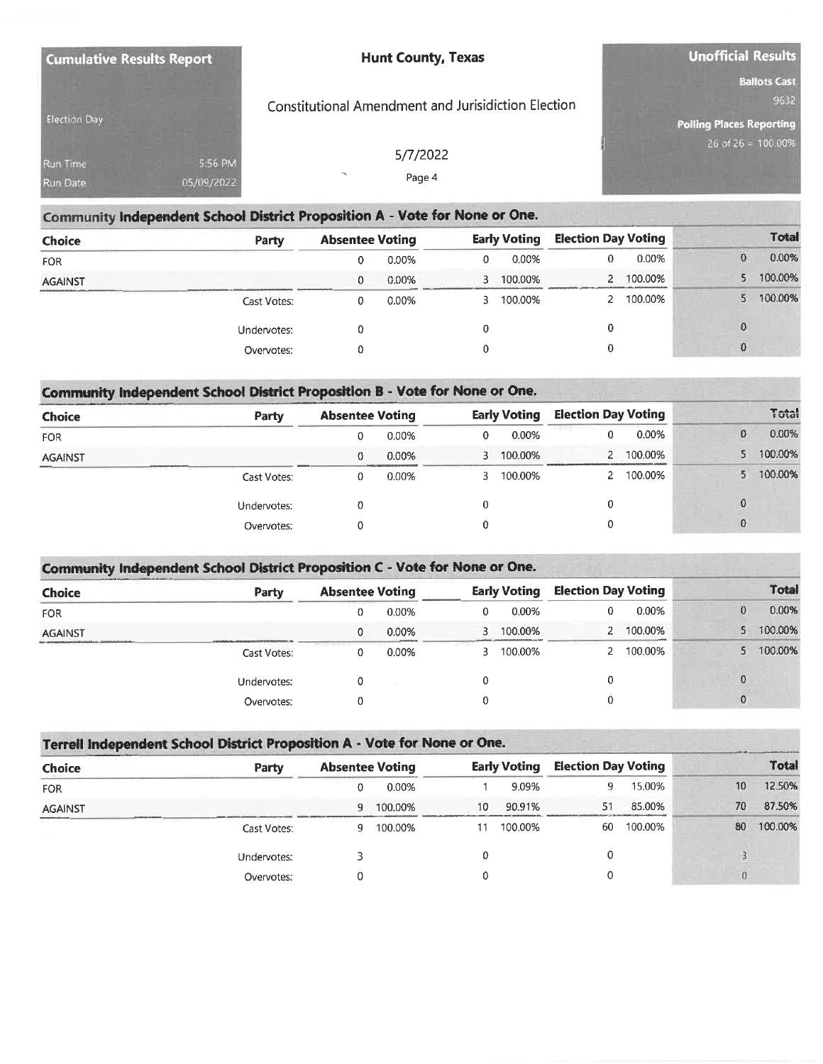**Cumulative Results Report**

Election Day

Run Time 5:56 PM
Run Date 05/09/2022

**Hunt County, Texas**

Constitutional Amendment and Jurisidiction Election

5/7/2022

**Unofficial Results**

Ballots Cast
9632

Polling Places Reporting
26 of 26 = 100.00%

## Community Independent School District Proposition A - Vote for None or One.

| Choice | Party | Absentee Voting | | Early Voting | | Election Day Voting | | Total | |
|---|---|---|---|---|---|---|---|---|---|
| FOR | | 0 | 0.00% | 0 | 0.00% | 0 | 0.00% | 0 | 0.00% |
| AGAINST | | 0 | 0.00% | 3 | 100.00% | 2 | 100.00% | 5 | 100.00% |
| | Cast Votes: | 0 | 0.00% | 3 | 100.00% | 2 | 100.00% | 5 | 100.00% |
| | Undervotes: | 0 | | 0 | | 0 | | 0 | |
| | Overvotes: | 0 | | 0 | | 0 | | 0 | |

## Community Independent School District Proposition B - Vote for None or One.

| Choice | Party | Absentee Voting | | Early Voting | | Election Day Voting | | Total | |
|---|---|---|---|---|---|---|---|---|---|
| FOR | | 0 | 0.00% | 0 | 0.00% | 0 | 0.00% | 0 | 0.00% |
| AGAINST | | 0 | 0.00% | 3 | 100.00% | 2 | 100.00% | 5 | 100.00% |
| | Cast Votes: | 0 | 0.00% | 3 | 100.00% | 2 | 100.00% | 5 | 100.00% |
| | Undervotes: | 0 | | 0 | | 0 | | 0 | |
| | Overvotes: | 0 | | 0 | | 0 | | 0 | |

## Community Independent School District Proposition C - Vote for None or One.

| Choice | Party | Absentee Voting | | Early Voting | | Election Day Voting | | Total | |
|---|---|---|---|---|---|---|---|---|---|
| FOR | | 0 | 0.00% | 0 | 0.00% | 0 | 0.00% | 0 | 0.00% |
| AGAINST | | 0 | 0.00% | 3 | 100.00% | 2 | 100.00% | 5 | 100.00% |
| | Cast Votes: | 0 | 0.00% | 3 | 100.00% | 2 | 100.00% | 5 | 100.00% |
| | Undervotes: | 0 | | 0 | | 0 | | 0 | |
| | Overvotes: | 0 | | 0 | | 0 | | 0 | |

## Terrell Independent School District Proposition A - Vote for None or One.

| Choice | Party | Absentee Voting | | Early Voting | | Election Day Voting | | Total | |
|---|---|---|---|---|---|---|---|---|---|
| FOR | | 0 | 0.00% | 1 | 9.09% | 9 | 15.00% | 10 | 12.50% |
| AGAINST | | 9 | 100.00% | 10 | 90.91% | 51 | 85.00% | 70 | 87.50% |
| | Cast Votes: | 9 | 100.00% | 11 | 100.00% | 60 | 100.00% | 80 | 100.00% |
| | Undervotes: | 3 | | 0 | | 0 | | 3 | |
| | Overvotes: | 0 | | 0 | | 0 | | 0 | |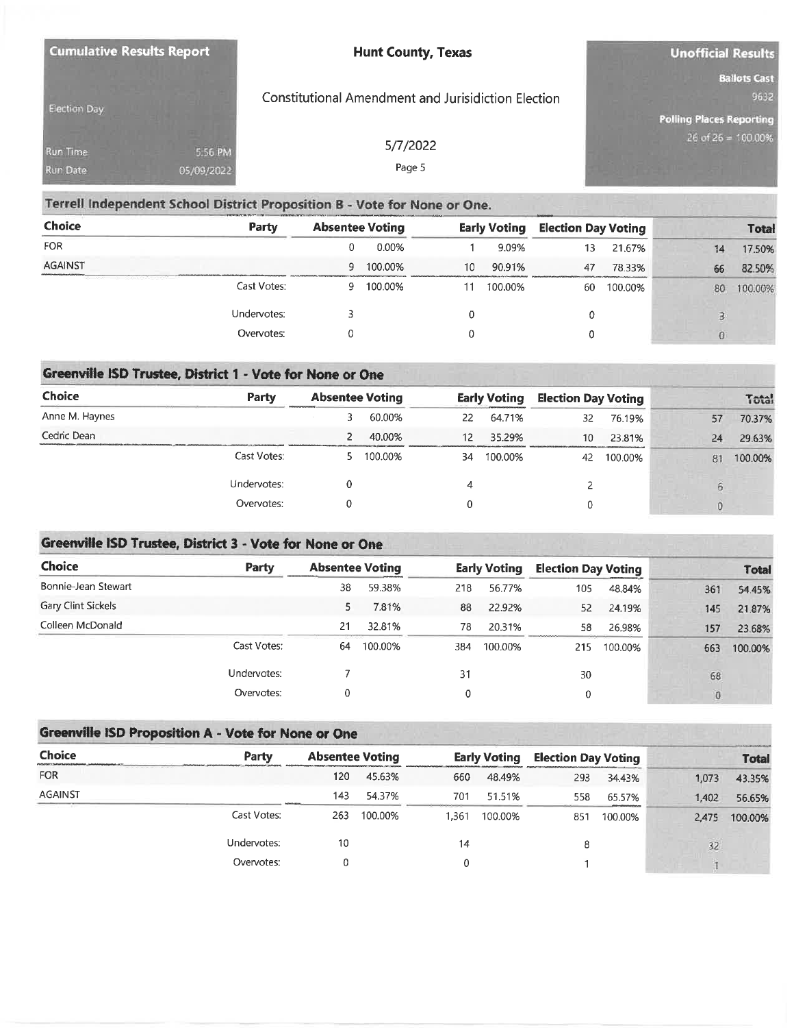**Cumulative Results Report**

Election Day

Run Time 5:56 PM
Run Date 05/09/2022

**Hunt County, Texas**

Constitutional Amendment and Jurisdiction Election

5/7/2022

**Unofficial Results**

**Ballots Cast**
9632

**Polling Places Reporting**
26 of 26 = 100.00%

## Terrell Independent School District Proposition B - Vote for None or One.

| Choice | Party | Absentee Voting | | Early Voting | | Election Day Voting | | Total | |
|---|---|---|---|---|---|---|---|---|---|
| FOR | | 0 | 0.00% | 1 | 9.09% | 13 | 21.67% | 14 | 17.50% |
| AGAINST | | 9 | 100.00% | 10 | 90.91% | 47 | 78.33% | 66 | 82.50% |
| | Cast Votes: | 9 | 100.00% | 11 | 100.00% | 60 | 100.00% | 80 | 100.00% |
| | Undervotes: | 3 | | 0 | | 0 | | 3 | |
| | Overvotes: | 0 | | 0 | | 0 | | 0 | |

## Greenville ISD Trustee, District 1 - Vote for None or One

| Choice | Party | Absentee Voting | | Early Voting | | Election Day Voting | | Total | |
|---|---|---|---|---|---|---|---|---|---|
| Anne M. Haynes | | 3 | 60.00% | 22 | 64.71% | 32 | 76.19% | 57 | 70.37% |
| Cedric Dean | | 2 | 40.00% | 12 | 35.29% | 10 | 23.81% | 24 | 29.63% |
| | Cast Votes: | 5 | 100.00% | 34 | 100.00% | 42 | 100.00% | 81 | 100.00% |
| | Undervotes: | 0 | | 4 | | 2 | | 6 | |
| | Overvotes: | 0 | | 0 | | 0 | | 0 | |

## Greenville ISD Trustee, District 3 - Vote for None or One

| Choice | Party | Absentee Voting | | Early Voting | | Election Day Voting | | Total | |
|---|---|---|---|---|---|---|---|---|---|
| Bonnie-Jean Stewart | | 38 | 59.38% | 218 | 56.77% | 105 | 48.84% | 361 | 54.45% |
| Gary Clint Sickels | | 5 | 7.81% | 88 | 22.92% | 52 | 24.19% | 145 | 21.87% |
| Colleen McDonald | | 21 | 32.81% | 78 | 20.31% | 58 | 26.98% | 157 | 23.68% |
| | Cast Votes: | 64 | 100.00% | 384 | 100.00% | 215 | 100.00% | 663 | 100.00% |
| | Undervotes: | 7 | | 31 | | 30 | | 68 | |
| | Overvotes: | 0 | | 0 | | 0 | | 0 | |

## Greenville ISD Proposition A - Vote for None or One

| Choice | Party | Absentee Voting | | Early Voting | | Election Day Voting | | Total | |
|---|---|---|---|---|---|---|---|---|---|
| FOR | | 120 | 45.63% | 660 | 48.49% | 293 | 34.43% | 1,073 | 43.35% |
| AGAINST | | 143 | 54.37% | 701 | 51.51% | 558 | 65.57% | 1,402 | 56.65% |
| | Cast Votes: | 263 | 100.00% | 1,361 | 100.00% | 851 | 100.00% | 2,475 | 100.00% |
| | Undervotes: | 10 | | 14 | | 8 | | 32 | |
| | Overvotes: | 0 | | 0 | | 1 | | 1 | |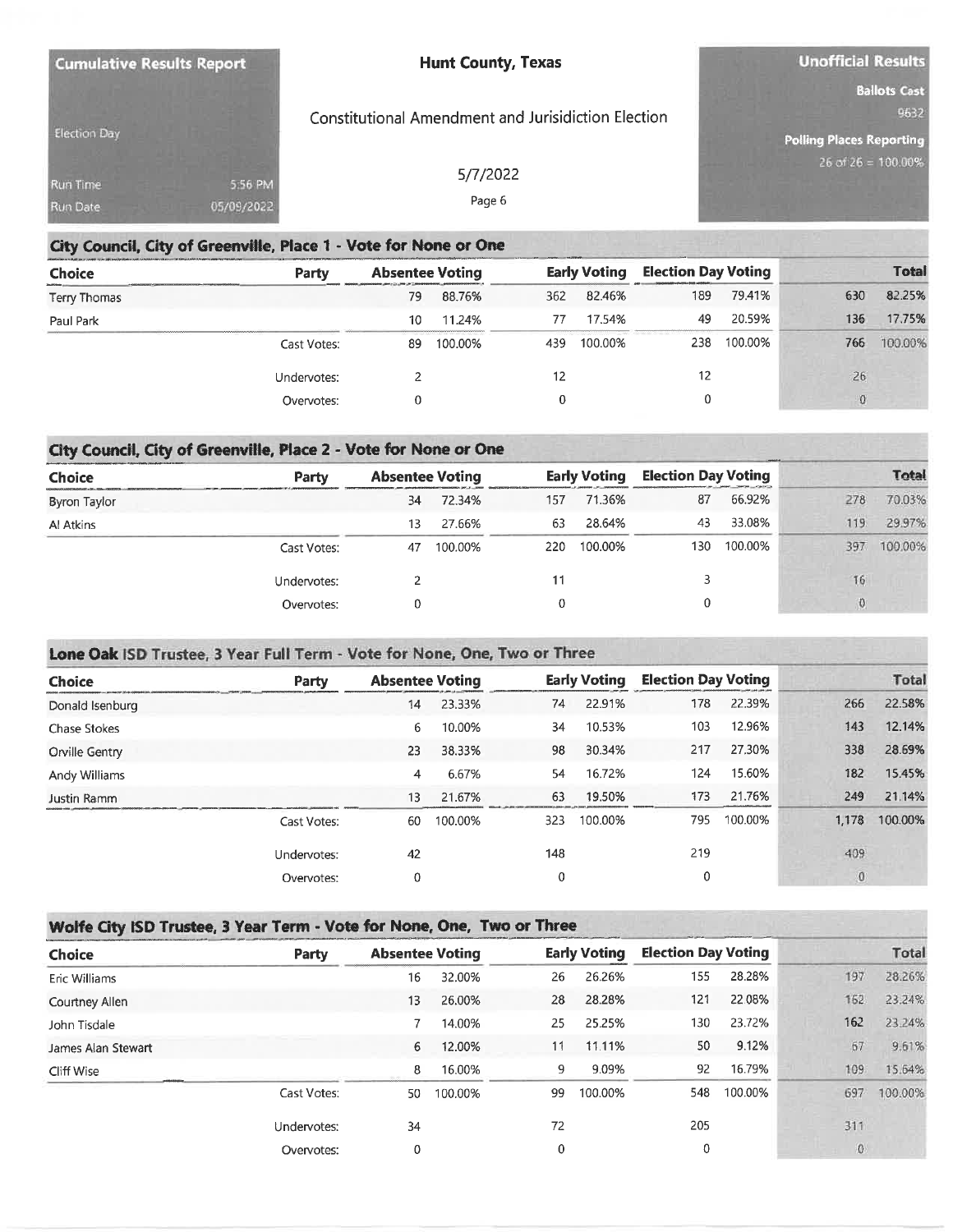**Cumulative Results Report**

Election Day

Run Time 5:56 PM

Run Date 05/09/2022

# Hunt County, Texas

Constitutional Amendment and Jurisidiction Election

5/7/2022

**Unofficial Results**

**Ballots Cast** 9632

**Polling Places Reporting** 26 of 26 = 100.00%

## City Council, City of Greenville, Place 1 - Vote for None or One

| Choice | Party | Absentee Voting | | Early Voting | | Election Day Voting | | Total | |
|---|---|---|---|---|---|---|---|---|---|
| Terry Thomas | | 79 | 88.76% | 362 | 82.46% | 189 | 79.41% | 630 | 82.25% |
| Paul Park | | 10 | 11.24% | 77 | 17.54% | 49 | 20.59% | 136 | 17.75% |
| | Cast Votes: | 89 | 100.00% | 439 | 100.00% | 238 | 100.00% | 766 | 100.00% |
| | Undervotes: | 2 | | 12 | | 12 | | 26 | |
| | Overvotes: | 0 | | 0 | | 0 | | 0 | |

## City Council, City of Greenville, Place 2 - Vote for None or One

| Choice | Party | Absentee Voting | | Early Voting | | Election Day Voting | | Total | |
|---|---|---|---|---|---|---|---|---|---|
| Byron Taylor | | 34 | 72.34% | 157 | 71.36% | 87 | 66.92% | 278 | 70.03% |
| Al Atkins | | 13 | 27.66% | 63 | 28.64% | 43 | 33.08% | 119 | 29.97% |
| | Cast Votes: | 47 | 100.00% | 220 | 100.00% | 130 | 100.00% | 397 | 100.00% |
| | Undervotes: | 2 | | 11 | | 3 | | 16 | |
| | Overvotes: | 0 | | 0 | | 0 | | 0 | |

## Lone Oak ISD Trustee, 3 Year Full Term - Vote for None, One, Two or Three

| Choice | Party | Absentee Voting | | Early Voting | | Election Day Voting | | Total | |
|---|---|---|---|---|---|---|---|---|---|
| Donald Isenburg | | 14 | 23.33% | 74 | 22.91% | 178 | 22.39% | 266 | 22.58% |
| Chase Stokes | | 6 | 10.00% | 34 | 10.53% | 103 | 12.96% | 143 | 12.14% |
| Orville Gentry | | 23 | 38.33% | 98 | 30.34% | 217 | 27.30% | 338 | 28.69% |
| Andy Williams | | 4 | 6.67% | 54 | 16.72% | 124 | 15.60% | 182 | 15.45% |
| Justin Ramm | | 13 | 21.67% | 63 | 19.50% | 173 | 21.76% | 249 | 21.14% |
| | Cast Votes: | 60 | 100.00% | 323 | 100.00% | 795 | 100.00% | 1,178 | 100.00% |
| | Undervotes: | 42 | | 148 | | 219 | | 409 | |
| | Overvotes: | 0 | | 0 | | 0 | | 0 | |

## Wolfe City ISD Trustee, 3 Year Term - Vote for None, One, Two or Three

| Choice | Party | Absentee Voting | | Early Voting | | Election Day Voting | | Total | |
|---|---|---|---|---|---|---|---|---|---|
| Eric Williams | | 16 | 32.00% | 26 | 26.26% | 155 | 28.28% | 197 | 28.26% |
| Courtney Allen | | 13 | 26.00% | 28 | 28.28% | 121 | 22.08% | 162 | 23.24% |
| John Tisdale | | 7 | 14.00% | 25 | 25.25% | 130 | 23.72% | 162 | 23.24% |
| James Alan Stewart | | 6 | 12.00% | 11 | 11.11% | 50 | 9.12% | 67 | 9.61% |
| Cliff Wise | | 8 | 16.00% | 9 | 9.09% | 92 | 16.79% | 109 | 15.64% |
| | Cast Votes: | 50 | 100.00% | 99 | 100.00% | 548 | 100.00% | 697 | 100.00% |
| | Undervotes: | 34 | | 72 | | 205 | | 311 | |
| | Overvotes: | 0 | | 0 | | 0 | | 0 | |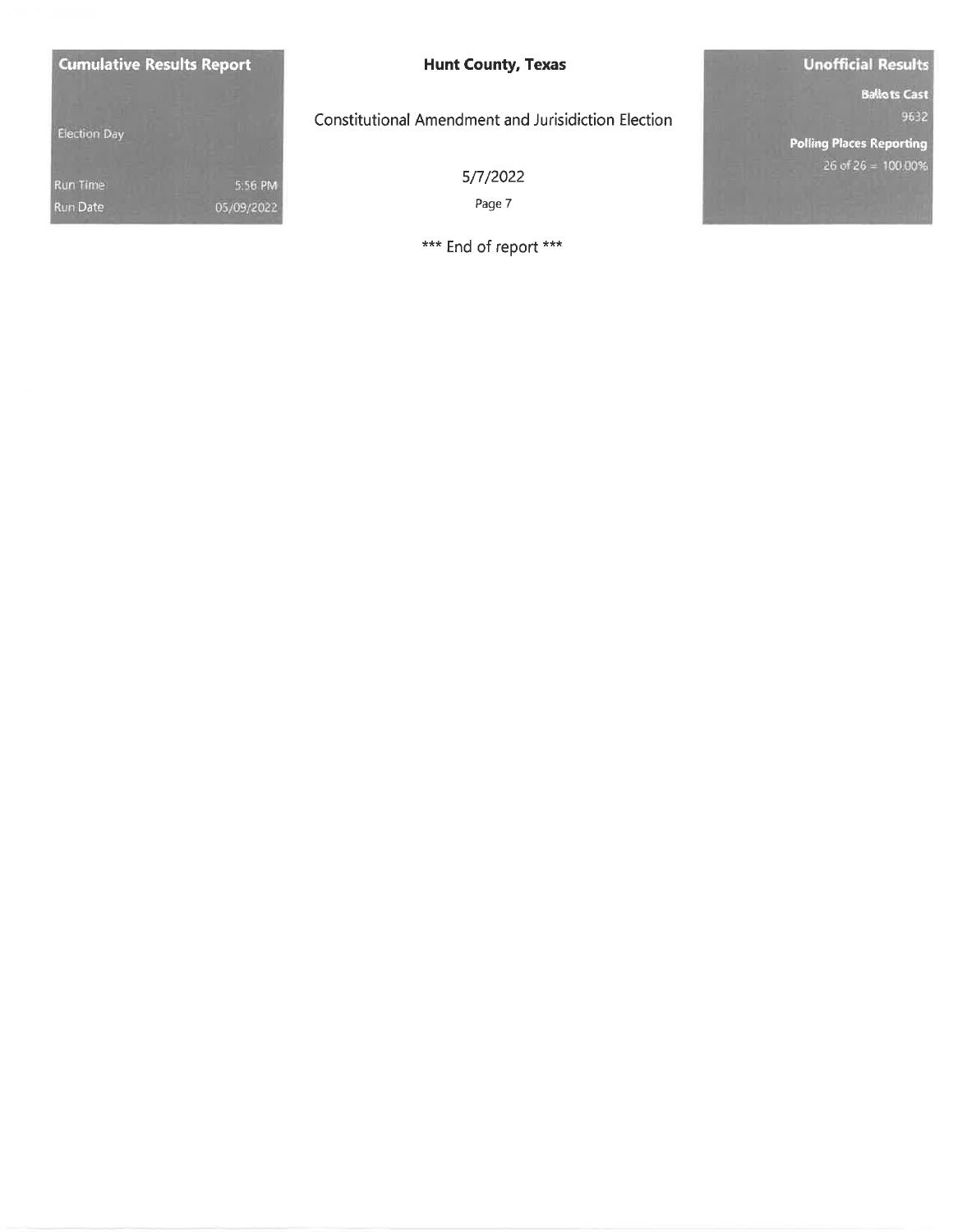*** End of report ***